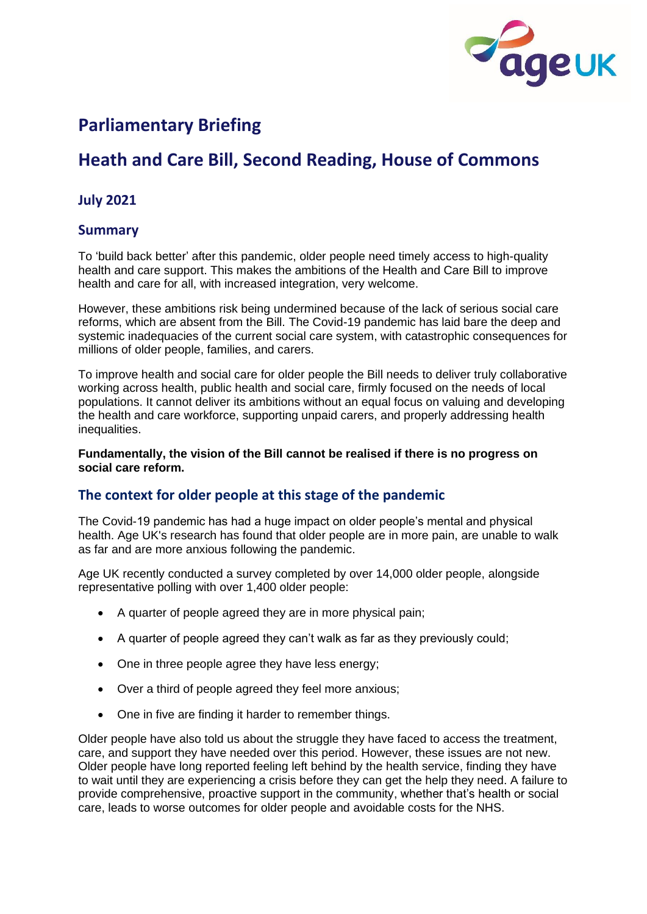# Parliamentary Briefing

## Heath and Care Bill, Second Reading, House of Commons

### July 2021

### Summary

To 'build back better' after this pandemic, older people need timely access to high-quality health and care support. This makes the ambitions of the Health and Care Bill to improve health and care for all, with increased integration, very welcome.

However, these ambitions risk being undermined because of the lack of serious social care reforms, which are absent from the Bill. The Covid-19 pandemic has laid bare the deep and systemic inadequacies of the current social care system, with catastrophic consequences for millions of older people, families, and carers.

To improve health and social care for older people the Bill needs to deliver truly collaborative working across health, public health and social care, firmly focused on the needs of local populations. It cannot deliver its ambitions without an equal focus on valuing and developing the health and care workforce, supporting unpaid carers, and properly addressing health inequalities.

**Fundamentally, the vision of the Bill cannot be realised if there is no progress on social care reform.**

### The context for older people at this stage of the pandemic

The Covid-19 pandemic has had a huge impact on older people's mental and physical health. Age UK's research has found that older people are in more pain, are unable to walk as far and are more anxious following the pandemic.

Age UK recently conducted a survey completed by over 14,000 older people, alongside representative polling with over 1,400 older people:

- A quarter of people agreed they are in more physical pain;
- A quarter of people agreed they can't walk as far as they previously could;
- One in three people agree they have less energy;
- Over a third of people agreed they feel more anxious;
- One in five are finding it harder to remember things.

Older people have also told us about the struggle they have faced to access the treatment, care, and support they have needed over this period. However, these issues are not new. Older people have long reported feeling left behind by the health service, finding they have to wait until they are experiencing a crisis before they can get the help they need. A failure to provide comprehensive, proactive support in the community, whether that's health or social care, leads to worse outcomes for older people and avoidable costs for the NHS.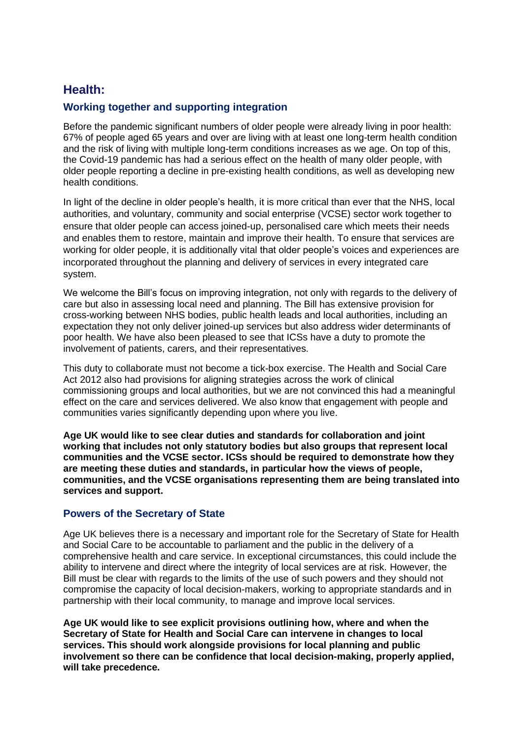## Health:

### Working together and supporting integration

Before the pandemic significant numbers of older people were already living in poor health: 67% of people aged 65 years and over are living with at least one long-term health condition and the risk of living with multiple long-term conditions increases as we age. On top of this, the Covid-19 pandemic has had a serious effect on the health of many older people, with older people reporting a decline in pre-existing health conditions, as well as developing new health conditions.

In light of the decline in older people's health, it is more critical than ever that the NHS, local authorities, and voluntary, community and social enterprise (VCSE) sector work together to ensure that older people can access joined-up, personalised care which meets their needs and enables them to restore, maintain and improve their health. To ensure that services are working for older people, it is additionally vital that older people's voices and experiences are incorporated throughout the planning and delivery of services in every integrated care system.

We welcome the Bill's focus on improving integration, not only with regards to the delivery of care but also in assessing local need and planning. The Bill has extensive provision for cross-working between NHS bodies, public health leads and local authorities, including an expectation they not only deliver joined-up services but also address wider determinants of poor health. We have also been pleased to see that ICSs have a duty to promote the involvement of patients, carers, and their representatives.

This duty to collaborate must not become a tick-box exercise. The Health and Social Care Act 2012 also had provisions for aligning strategies across the work of clinical commissioning groups and local authorities, but we are not convinced this had a meaningful effect on the care and services delivered. We also know that engagement with people and communities varies significantly depending upon where you live.

**Age UK would like to see clear duties and standards for collaboration and joint working that includes not only statutory bodies but also groups that represent local communities and the VCSE sector. ICSs should be required to demonstrate how they are meeting these duties and standards, in particular how the views of people, communities, and the VCSE organisations representing them are being translated into services and support.**

### Powers of the Secretary of State

Age UK believes there is a necessary and important role for the Secretary of State for Health and Social Care to be accountable to parliament and the public in the delivery of a comprehensive health and care service. In exceptional circumstances, this could include the ability to intervene and direct where the integrity of local services are at risk. However, the Bill must be clear with regards to the limits of the use of such powers and they should not compromise the capacity of local decision-makers, working to appropriate standards and in partnership with their local community, to manage and improve local services.

**Age UK would like to see explicit provisions outlining how, where and when the Secretary of State for Health and Social Care can intervene in changes to local services. This should work alongside provisions for local planning and public involvement so there can be confidence that local decision-making, properly applied, will take precedence.**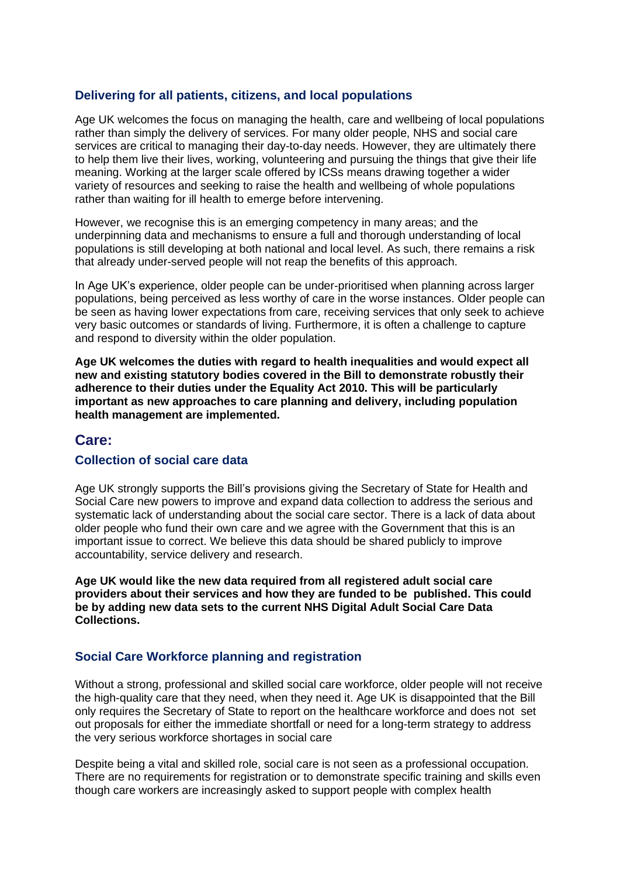### Delivering for all patients, citizens, and local populations

Age UK welcomes the focus on managing the health, care and wellbeing of local populations rather than simply the delivery of services. For many older people, NHS and social care services are critical to managing their day-to-day needs. However, they are ultimately there to help them live their lives, working, volunteering and pursuing the things that give their life meaning. Working at the larger scale offered by ICSs means drawing together a wider variety of resources and seeking to raise the health and wellbeing of whole populations rather than waiting for ill health to emerge before intervening.

However, we recognise this is an emerging competency in many areas; and the underpinning data and mechanisms to ensure a full and thorough understanding of local populations is still developing at both national and local level. As such, there remains a risk that already under-served people will not reap the benefits of this approach.

In Age UK's experience, older people can be under-prioritised when planning across larger populations, being perceived as less worthy of care in the worse instances. Older people can be seen as having lower expectations from care, receiving services that only seek to achieve very basic outcomes or standards of living. Furthermore, it is often a challenge to capture and respond to diversity within the older population.

**Age UK welcomes the duties with regard to health inequalities and would expect all new and existing statutory bodies covered in the Bill to demonstrate robustly their adherence to their duties under the Equality Act 2010. This will be particularly important as new approaches to care planning and delivery, including population health management are implemented.**

## Care:

### Collection of social care data

Age UK strongly supports the Bill's provisions giving the Secretary of State for Health and Social Care new powers to improve and expand data collection to address the serious and systematic lack of understanding about the social care sector. There is a lack of data about older people who fund their own care and we agree with the Government that this is an important issue to correct. We believe this data should be shared publicly to improve accountability, service delivery and research.

**Age UK would like the new data required from all registered adult social care providers about their services and how they are funded to be published. This could be by adding new data sets to the current NHS Digital Adult Social Care Data Collections.**

### Social Care Workforce planning and registration

Without a strong, professional and skilled social care workforce, older people will not receive the high-quality care that they need, when they need it. Age UK is disappointed that the Bill only requires the Secretary of State to report on the healthcare workforce and does not set out proposals for either the immediate shortfall or need for a long-term strategy to address the very serious workforce shortages in social care

Despite being a vital and skilled role, social care is not seen as a professional occupation. There are no requirements for registration or to demonstrate specific training and skills even though care workers are increasingly asked to support people with complex health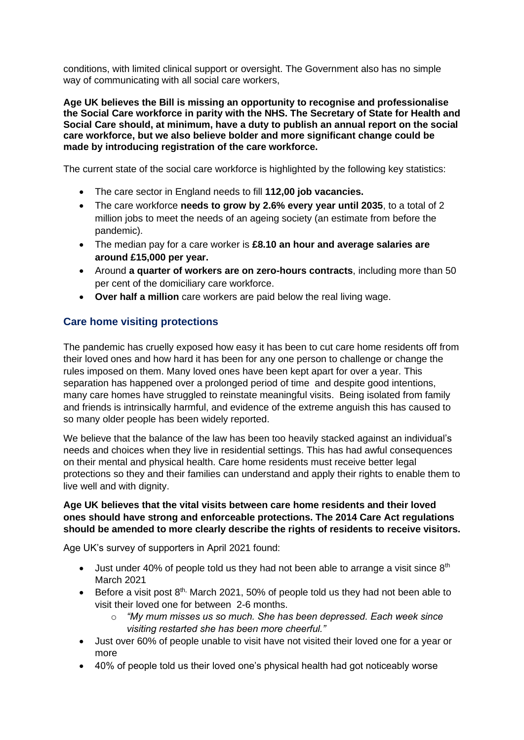conditions, with limited clinical support or oversight. The Government also has no simple way of communicating with all social care workers,

**Age UK believes the Bill is missing an opportunity to recognise and professionalise the Social Care workforce in parity with the NHS. The Secretary of State for Health and Social Care should, at minimum, have a duty to publish an annual report on the social care workforce, but we also believe bolder and more significant change could be made by introducing registration of the care workforce.**

The current state of the social care workforce is highlighted by the following key statistics:

- The care sector in England needs to fill **112,00 job vacancies.**
- The care workforce **needs to grow by 2.6% every year until 2035**, to a total of 2 million jobs to meet the needs of an ageing society (an estimate from before the pandemic).
- The median pay for a care worker is **£8.10 an hour and average salaries are around £15,000 per year.**
- Around **a quarter of workers are on zero-hours contracts**, including more than 50 per cent of the domiciliary care workforce.
- **Over half a million** care workers are paid below the real living wage.

## Care home visiting protections

The pandemic has cruelly exposed how easy it has been to cut care home residents off from their loved ones and how hard it has been for any one person to challenge or change the rules imposed on them. Many loved ones have been kept apart for over a year. This separation has happened over a prolonged period of time and despite good intentions, many care homes have struggled to reinstate meaningful visits. Being isolated from family and friends is intrinsically harmful, and evidence of the extreme anguish this has caused to so many older people has been widely reported.

We believe that the balance of the law has been too heavily stacked against an individual's needs and choices when they live in residential settings. This has had awful consequences on their mental and physical health. Care home residents must receive better legal protections so they and their families can understand and apply their rights to enable them to live well and with dignity.

**Age UK believes that the vital visits between care home residents and their loved ones should have strong and enforceable protections. The 2014 Care Act regulations should be amended to more clearly describe the rights of residents to receive visitors.**

Age UK's survey of supporters in April 2021 found:

- Just under 40% of people told us they had not been able to arrange a visit since 8th March 2021
- Before a visit post 8th, March 2021, 50% of people told us they had not been able to visit their loved one for between 2-6 months.
  - *"My mum misses us so much. She has been depressed. Each week since visiting restarted she has been more cheerful."*
- Just over 60% of people unable to visit have not visited their loved one for a year or more
- 40% of people told us their loved one's physical health had got noticeably worse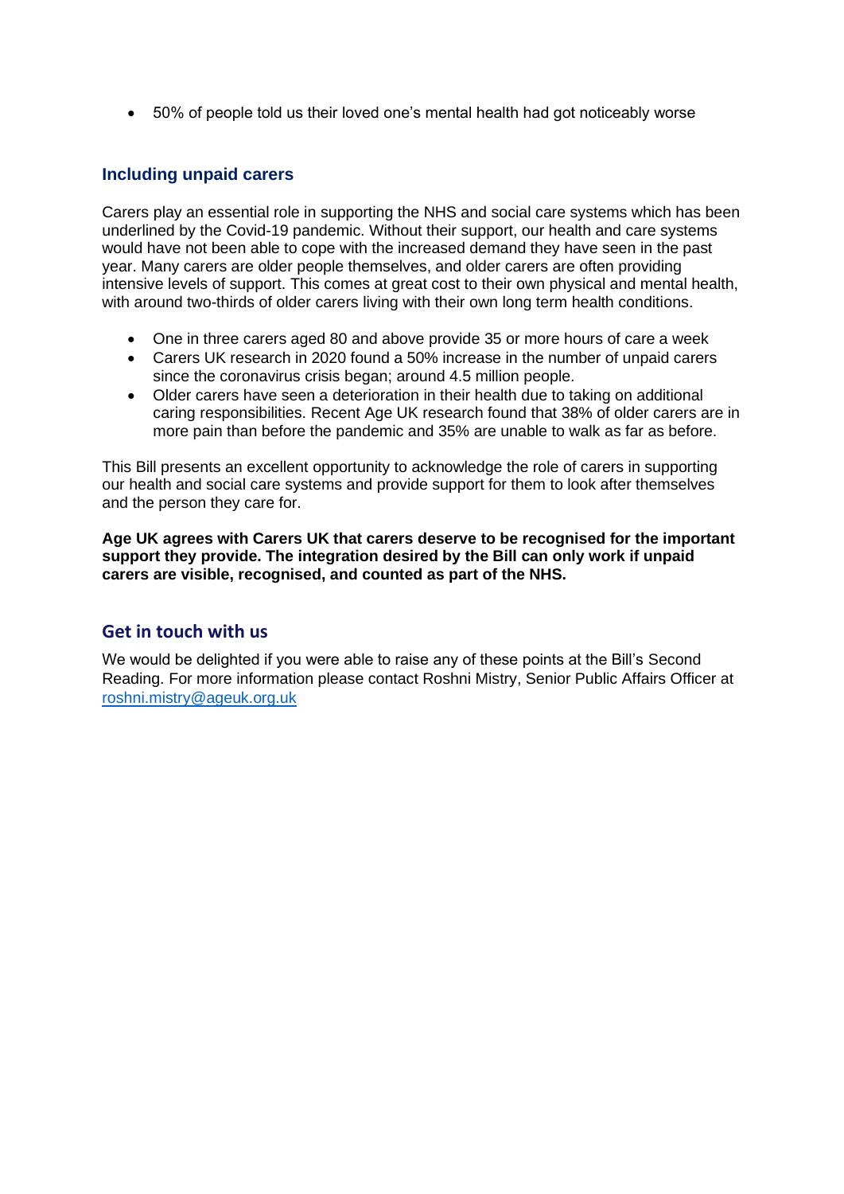- 50% of people told us their loved one's mental health had got noticeably worse

### Including unpaid carers

Carers play an essential role in supporting the NHS and social care systems which has been underlined by the Covid-19 pandemic. Without their support, our health and care systems would have not been able to cope with the increased demand they have seen in the past year. Many carers are older people themselves, and older carers are often providing intensive levels of support. This comes at great cost to their own physical and mental health, with around two-thirds of older carers living with their own long term health conditions.

- One in three carers aged 80 and above provide 35 or more hours of care a week
- Carers UK research in 2020 found a 50% increase in the number of unpaid carers since the coronavirus crisis began; around 4.5 million people.
- Older carers have seen a deterioration in their health due to taking on additional caring responsibilities. Recent Age UK research found that 38% of older carers are in more pain than before the pandemic and 35% are unable to walk as far as before.

This Bill presents an excellent opportunity to acknowledge the role of carers in supporting our health and social care systems and provide support for them to look after themselves and the person they care for.

**Age UK agrees with Carers UK that carers deserve to be recognised for the important support they provide. The integration desired by the Bill can only work if unpaid carers are visible, recognised, and counted as part of the NHS.**

### Get in touch with us

We would be delighted if you were able to raise any of these points at the Bill's Second Reading. For more information please contact Roshni Mistry, Senior Public Affairs Officer at roshni.mistry@ageuk.org.uk